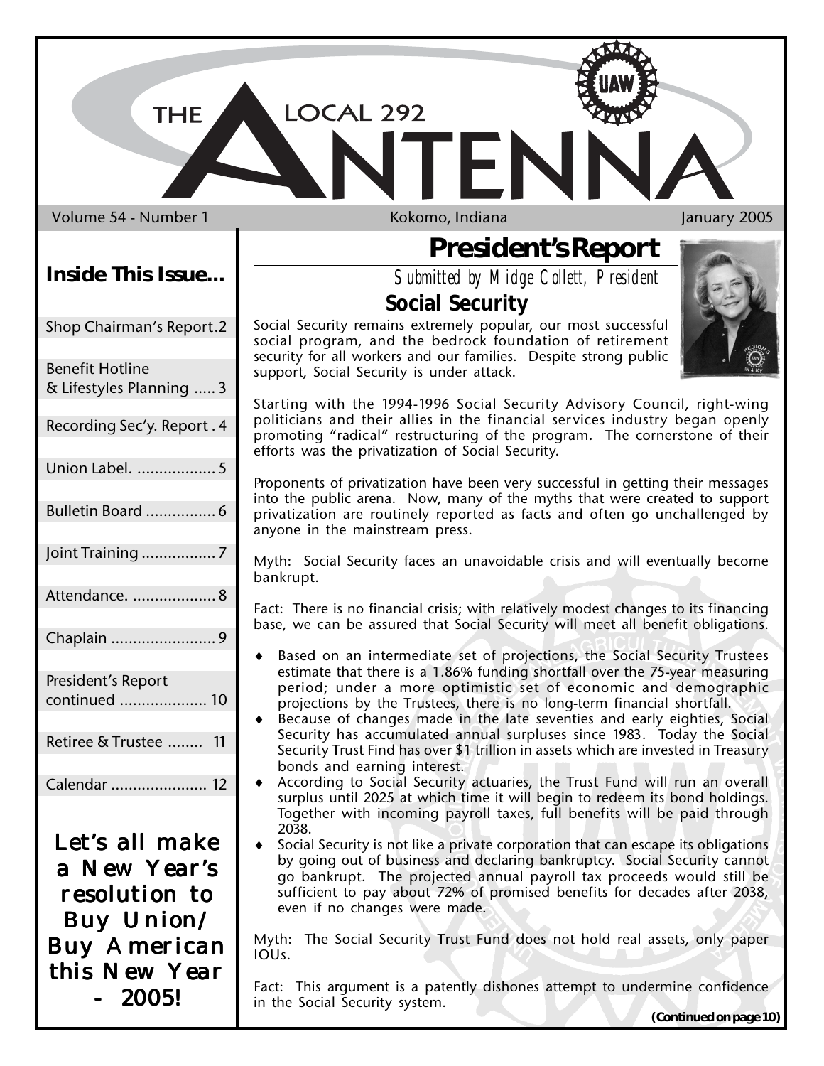# THE LOCAL 292 ANTENNA

Volume 54 - Number 1 | Kokomo, Indiana | January 2005

## Inside This Issue...

- Shop Chairman's Report. 2
- Benefit Hotline & Lifestyles Planning ..... 3
- Recording Sec'y. Report . 4
- Union Label. .................. 5
- Bulletin Board ................ 6
- Joint Training ................. 7
- Attendance. ................... 8
- Chaplain ........................ 9
- President's Report continued .................... 10
- Retiree & Trustee ........ 11
- Calendar ...................... 12

**Let's all make a New Year's resolution to Buy Union/ Buy American this New Year - 2005!**

## President's Report

*Submitted by Midge Collett, President*

### Social Security

Social Security remains extremely popular, our most successful social program, and the bedrock foundation of retirement security for all workers and our families. Despite strong public support, Social Security is under attack.

Starting with the 1994-1996 Social Security Advisory Council, right-wing politicians and their allies in the financial services industry began openly promoting "radical" restructuring of the program. The cornerstone of their efforts was the privatization of Social Security.

Proponents of privatization have been very successful in getting their messages into the public arena. Now, many of the myths that were created to support privatization are routinely reported as facts and often go unchallenged by anyone in the mainstream press.

Myth: Social Security faces an unavoidable crisis and will eventually become bankrupt.

Fact: There is no financial crisis; with relatively modest changes to its financing base, we can be assured that Social Security will meet all benefit obligations.

- Based on an intermediate set of projections, the Social Security Trustees estimate that there is a 1.86% funding shortfall over the 75-year measuring period; under a more optimistic set of economic and demographic projections by the Trustees, there is no long-term financial shortfall.
- Because of changes made in the late seventies and early eighties, Social Security has accumulated annual surpluses since 1983. Today the Social Security Trust Find has over $1 trillion in assets which are invested in Treasury bonds and earning interest.
- According to Social Security actuaries, the Trust Fund will run an overall surplus until 2025 at which time it will begin to redeem its bond holdings. Together with incoming payroll taxes, full benefits will be paid through 2038.
- Social Security is not like a private corporation that can escape its obligations by going out of business and declaring bankruptcy. Social Security cannot go bankrupt. The projected annual payroll tax proceeds would still be sufficient to pay about 72% of promised benefits for decades after 2038, even if no changes were made.

Myth: The Social Security Trust Fund does not hold real assets, only paper IOUs.

Fact: This argument is a patently dishones attempt to undermine confidence in the Social Security system.

**(Continued on page 10)**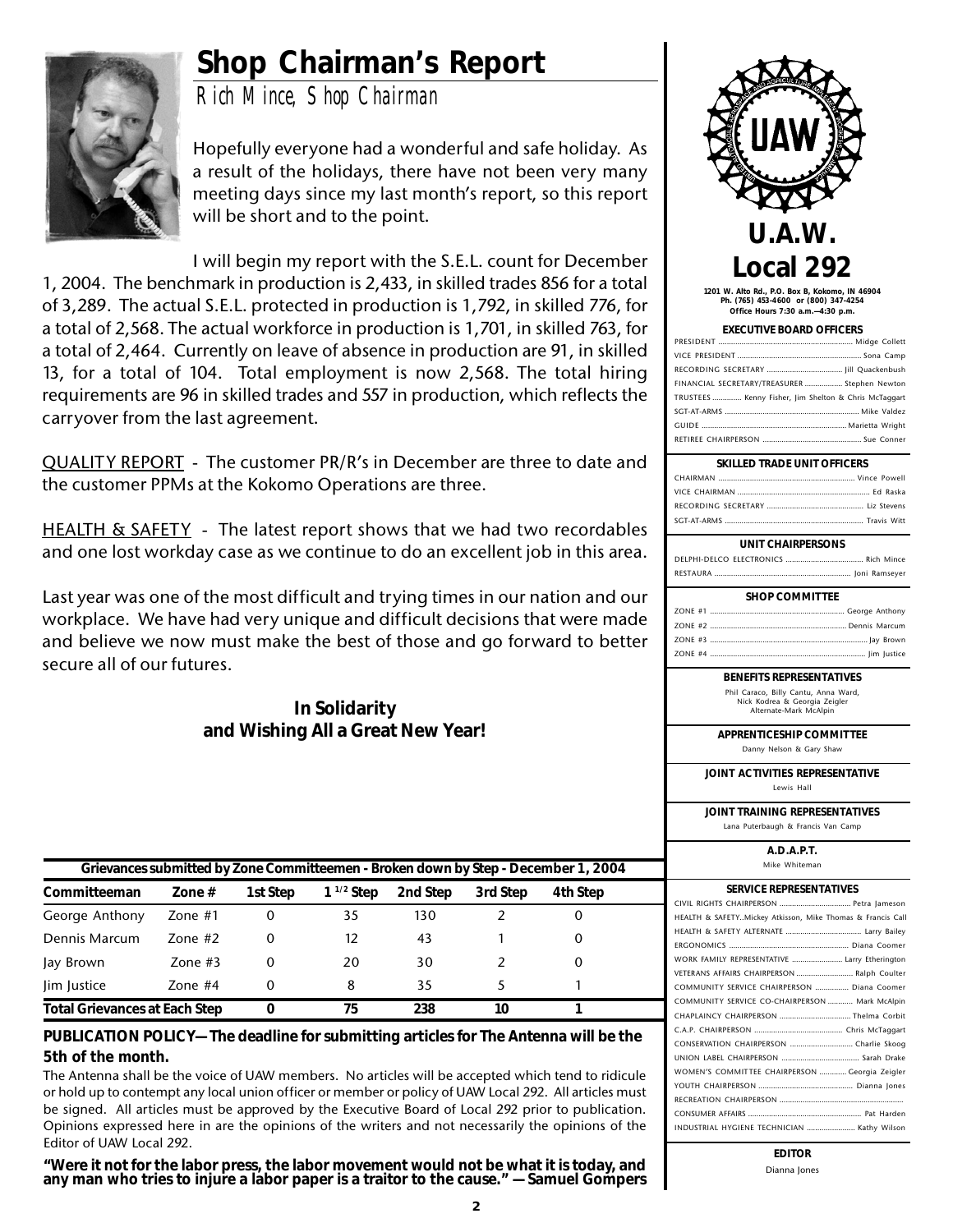# Shop Chairman's Report

*Rich Mince, Shop Chairman*

Hopefully everyone had a wonderful and safe holiday. As a result of the holidays, there have not been very many meeting days since my last month's report, so this report will be short and to the point.

I will begin my report with the S.E.L. count for December 1, 2004. The benchmark in production is 2,433, in skilled trades 856 for a total of 3,289. The actual S.E.L. protected in production is 1,792, in skilled 776, for a total of 2,568. The actual workforce in production is 1,701, in skilled 763, for a total of 2,464. Currently on leave of absence in production are 91, in skilled 13, for a total of 104. Total employment is now 2,568. The total hiring requirements are 96 in skilled trades and 557 in production, which reflects the carryover from the last agreement.

QUALITY REPORT - The customer PR/R's in December are three to date and the customer PPMs at the Kokomo Operations are three.

HEALTH & SAFETY - The latest report shows that we had two recordables and one lost workday case as we continue to do an excellent job in this area.

Last year was one of the most difficult and trying times in our nation and our workplace. We have had very unique and difficult decisions that were made and believe we now must make the best of those and go forward to better secure all of our futures.

**In Solidarity**
**and Wishing All a Great New Year!**

**Grievances submitted by Zone Committeemen - Broken down by Step - December 1, 2004**

| Committeeman | Zone # | 1st Step | 1 1/2 Step | 2nd Step | 3rd Step | 4th Step |
|---|---|---|---|---|---|---|
| George Anthony | Zone #1 | 0 | 35 | 130 | 2 | 0 |
| Dennis Marcum | Zone #2 | 0 | 12 | 43 | 1 | 0 |
| Jay Brown | Zone #3 | 0 | 20 | 30 | 2 | 0 |
| Jim Justice | Zone #4 | 0 | 8 | 35 | 5 | 1 |
| **Total Grievances at Each Step** | | **0** | **75** | **238** | **10** | **1** |

**PUBLICATION POLICY—The deadline for submitting articles for The Antenna will be the 5th of the month.**

The Antenna shall be the voice of UAW members. No articles will be accepted which tend to ridicule or hold up to contempt any local union officer or member or policy of UAW Local 292. All articles must be signed. All articles must be approved by the Executive Board of Local 292 prior to publication. Opinions expressed here in are the opinions of the writers and not necessarily the opinions of the Editor of UAW Local 292.

**"Were it not for the labor press, the labor movement would not be what it is today, and any man who tries to injure a labor paper is a traitor to the cause." — Samuel Gompers**

# U.A.W. Local 292

1201 W. Alto Rd., P.O. Box B, Kokomo, IN 46904
Ph. (765) 453-4600 or (800) 347-4254
Office Hours 7:30 a.m.—4:30 p.m.

**EXECUTIVE BOARD OFFICERS**

- PRESIDENT .......... Midge Collett
- VICE PRESIDENT .......... Sona Camp
- RECORDING SECRETARY .......... Jill Quackenbush
- FINANCIAL SECRETARY/TREASURER .......... Stephen Newton
- TRUSTEES .......... Kenny Fisher, Jim Shelton & Chris McTaggart
- SGT-AT-ARMS .......... Mike Valdez
- GUIDE .......... Marietta Wright
- RETIREE CHAIRPERSON .......... Sue Conner

**SKILLED TRADE UNIT OFFICERS**

- CHAIRMAN .......... Vince Powell
- VICE CHAIRMAN .......... Ed Raska
- RECORDING SECRETARY .......... Liz Stevens
- SGT-AT-ARMS .......... Travis Witt

**UNIT CHAIRPERSONS**

- DELPHI-DELCO ELECTRONICS .......... Rich Mince
- RESTAURA .......... Joni Ramseyer

**SHOP COMMITTEE**

- ZONE #1 .......... George Anthony
- ZONE #2 .......... Dennis Marcum
- ZONE #3 .......... Jay Brown
- ZONE #4 .......... Jim Justice

**BENEFITS REPRESENTATIVES**

Phil Caraco, Billy Cantu, Anna Ward, Nick Kodrea & Georgia Zeigler
Alternate-Mark McAlpin

**APPRENTICESHIP COMMITTEE**

Danny Nelson & Gary Shaw

**JOINT ACTIVITIES REPRESENTATIVE**

Lewis Hall

**JOINT TRAINING REPRESENTATIVES**

Lana Puterbaugh & Francis Van Camp

**A.D.A.P.T.**

Mike Whiteman

**SERVICE REPRESENTATIVES**

- CIVIL RIGHTS CHAIRPERSON .......... Petra Jameson
- HEALTH & SAFETY..Mickey Atkisson, Mike Thomas & Francis Call
- HEALTH & SAFETY ALTERNATE .......... Larry Bailey
- ERGONOMICS .......... Diana Coomer
- WORK FAMILY REPRESENTATIVE .......... Larry Etherington
- VETERANS AFFAIRS CHAIRPERSON .......... Ralph Coulter
- COMMUNITY SERVICE CHAIRPERSON .......... Diana Coomer
- COMMUNITY SERVICE CO-CHAIRPERSON .......... Mark McAlpin
- CHAPLAINCY CHAIRPERSON .......... Thelma Corbit
- C.A.P. CHAIRPERSON .......... Chris McTaggart
- CONSERVATION CHAIRPERSON .......... Charlie Skoog
- UNION LABEL CHAIRPERSON .......... Sarah Drake
- WOMEN'S COMMITTEE CHAIRPERSON .......... Georgia Zeigler
- YOUTH CHAIRPERSON .......... Dianna Jones
- RECREATION CHAIRPERSON ..........
- CONSUMER AFFAIRS .......... Pat Harden
- INDUSTRIAL HYGIENE TECHNICIAN .......... Kathy Wilson

**EDITOR**

Dianna Jones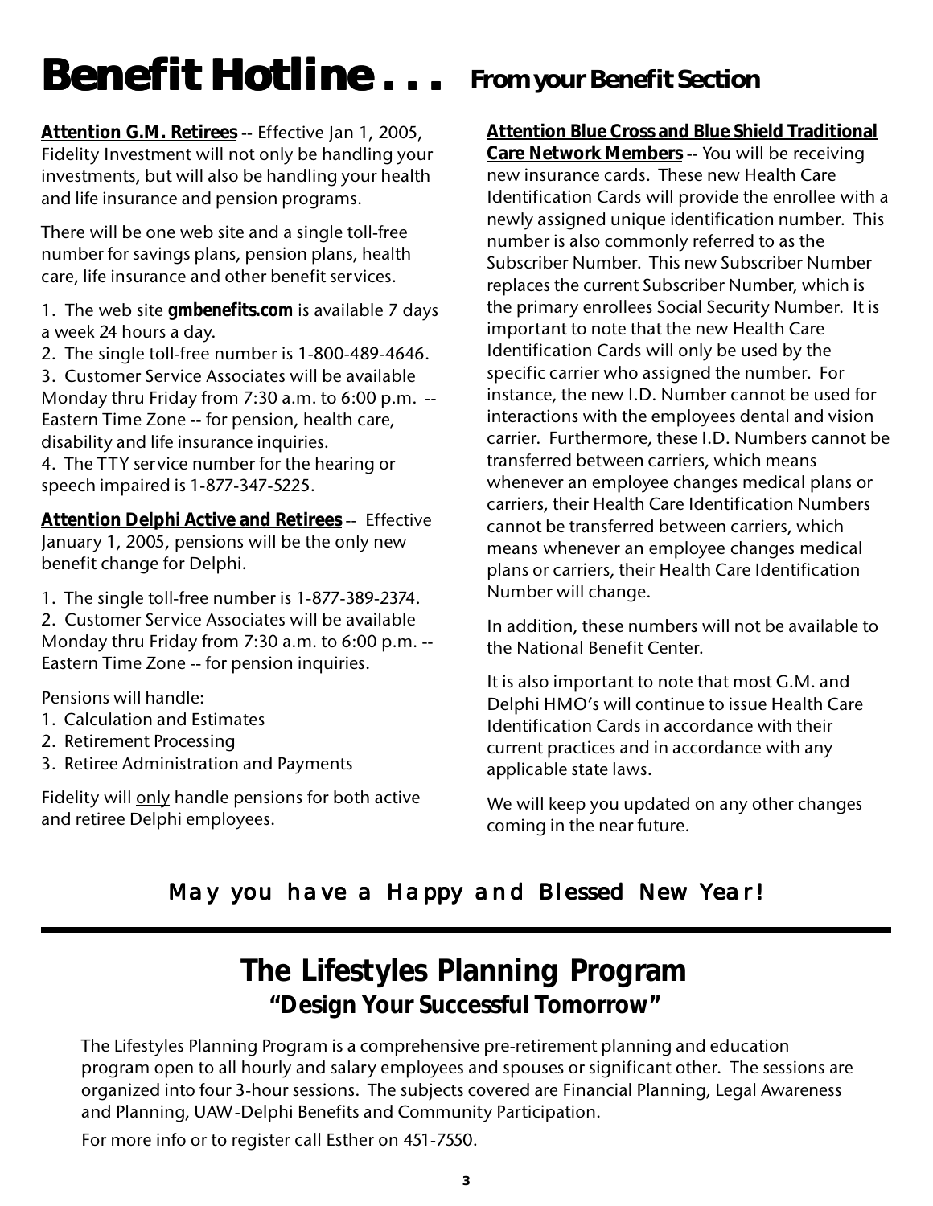# Benefit Hotline . . . From your Benefit Section

**Attention G.M. Retirees** -- Effective Jan 1, 2005, Fidelity Investment will not only be handling your investments, but will also be handling your health and life insurance and pension programs.

There will be one web site and a single toll-free number for savings plans, pension plans, health care, life insurance and other benefit services.

1. The web site **gmbenefits.com** is available 7 days a week 24 hours a day.
2. The single toll-free number is 1-800-489-4646.
3. Customer Service Associates will be available Monday thru Friday from 7:30 a.m. to 6:00 p.m. -- Eastern Time Zone -- for pension, health care, disability and life insurance inquiries.
4. The TTY service number for the hearing or speech impaired is 1-877-347-5225.

**Attention Delphi Active and Retirees** -- Effective January 1, 2005, pensions will be the only new benefit change for Delphi.

1. The single toll-free number is 1-877-389-2374.
2. Customer Service Associates will be available Monday thru Friday from 7:30 a.m. to 6:00 p.m. -- Eastern Time Zone -- for pension inquiries.

Pensions will handle:
1. Calculation and Estimates
2. Retirement Processing
3. Retiree Administration and Payments

Fidelity will only handle pensions for both active and retiree Delphi employees.

**Attention Blue Cross and Blue Shield Traditional Care Network Members** -- You will be receiving new insurance cards. These new Health Care Identification Cards will provide the enrollee with a newly assigned unique identification number. This number is also commonly referred to as the Subscriber Number. This new Subscriber Number replaces the current Subscriber Number, which is the primary enrollees Social Security Number. It is important to note that the new Health Care Identification Cards will only be used by the specific carrier who assigned the number. For instance, the new I.D. Number cannot be used for interactions with the employees dental and vision carrier. Furthermore, these I.D. Numbers cannot be transferred between carriers, which means whenever an employee changes medical plans or carriers, their Health Care Identification Numbers cannot be transferred between carriers, which means whenever an employee changes medical plans or carriers, their Health Care Identification Number will change.

In addition, these numbers will not be available to the National Benefit Center.

It is also important to note that most G.M. and Delphi HMO's will continue to issue Health Care Identification Cards in accordance with their current practices and in accordance with any applicable state laws.

We will keep you updated on any other changes coming in the near future.

*May you have a Happy and Blessed New Year!*

---

## The Lifestyles Planning Program

### "Design Your Successful Tomorrow"

The Lifestyles Planning Program is a comprehensive pre-retirement planning and education program open to all hourly and salary employees and spouses or significant other. The sessions are organized into four 3-hour sessions. The subjects covered are Financial Planning, Legal Awareness and Planning, UAW-Delphi Benefits and Community Participation.

For more info or to register call Esther on 451-7550.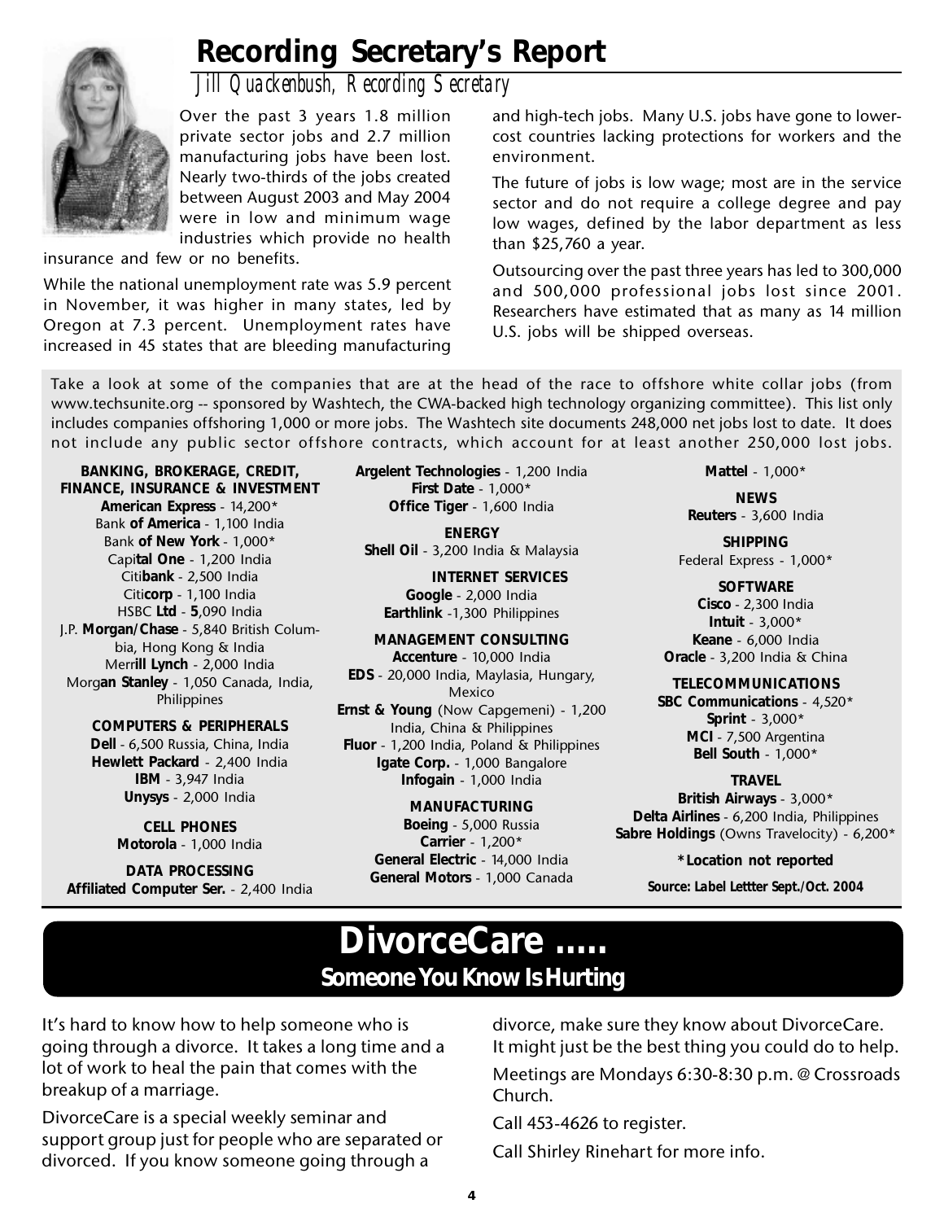# Recording Secretary's Report

*Jill Quackenbush, Recording Secretary*

Over the past 3 years 1.8 million private sector jobs and 2.7 million manufacturing jobs have been lost. Nearly two-thirds of the jobs created between August 2003 and May 2004 were in low and minimum wage industries which provide no health insurance and few or no benefits.

While the national unemployment rate was 5.9 percent in November, it was higher in many states, led by Oregon at 7.3 percent. Unemployment rates have increased in 45 states that are bleeding manufacturing and high-tech jobs. Many U.S. jobs have gone to lower-cost countries lacking protections for workers and the environment.

The future of jobs is low wage; most are in the service sector and do not require a college degree and pay low wages, defined by the labor department as less than $25,760 a year.

Outsourcing over the past three years has led to 300,000 and 500,000 professional jobs lost since 2001. Researchers have estimated that as many as 14 million U.S. jobs will be shipped overseas.

Take a look at some of the companies that are at the head of the race to offshore white collar jobs (from www.techsunite.org -- sponsored by Washtech, the CWA-backed high technology organizing committee). This list only includes companies offshoring 1,000 or more jobs. The Washtech site documents 248,000 net jobs lost to date. It does not include any public sector offshore contracts, which account for at least another 250,000 lost jobs.

**BANKING, BROKERAGE, CREDIT, FINANCE, INSURANCE & INVESTMENT**
**American Express** - 14,200*
Bank **of America** - 1,100 India
Bank **of New York** - 1,000*
Capi**tal One** - 1,200 India
Citi**bank** - 2,500 India
Citi**corp** - 1,100 India
HSBC **Ltd** - **5**,090 India
J.P. **Morgan/Chase** - 5,840 British Columbia, Hong Kong & India
Merr**ill Lynch** - 2,000 India
Morg**an Stanley** - 1,050 Canada, India, Philippines

**COMPUTERS & PERIPHERALS**
**Dell** - 6,500 Russia, China, India
**Hewlett Packard** - 2,400 India
**IBM** - 3,947 India
**Unysys** - 2,000 India

**CELL PHONES**
**Motorola** - 1,000 India

**DATA PROCESSING**
**Affiliated Computer Ser.** - 2,400 India
**Argelent Technologies** - 1,200 India
**First Date** - 1,000*
**Office Tiger** - 1,600 India

**ENERGY**
**Shell Oil** - 3,200 India & Malaysia

**INTERNET SERVICES**
**Google** - 2,000 India
**Earthlink** -1,300 Philippines

**MANAGEMENT CONSULTING**
**Accenture** - 10,000 India
**EDS** - 20,000 India, Maylasia, Hungary, Mexico
**Ernst & Young** (Now Capgemeni) - 1,200 India, China & Philippines
**Fluor** - 1,200 India, Poland & Philippines
**Igate Corp.** - 1,000 Bangalore
**Infogain** - 1,000 India

**MANUFACTURING**
**Boeing** - 5,000 Russia
**Carrier** - 1,200*
**General Electric** - 14,000 India
**General Motors** - 1,000 Canada
**Mattel** - 1,000*

**NEWS**
**Reuters** - 3,600 India

**SHIPPING**
Federal Express - 1,000*

**SOFTWARE**
**Cisco** - 2,300 India
**Intuit** - 3,000*
**Keane** - 6,000 India
**Oracle** - 3,200 India & China

**TELECOMMUNICATIONS**
**SBC Communications** - 4,520*
**Sprint** - 3,000*
**MCI** - 7,500 Argentina
**Bell South** - 1,000*

**TRAVEL**
**British Airways** - 3,000*
**Delta Airlines** - 6,200 India, Philippines
**Sabre Holdings** (Owns Travelocity) - 6,200*

***Location not reported**

**Source: Label Lettter Sept./Oct. 2004**

# DivorceCare .....

## Someone You Know Is Hurting

It's hard to know how to help someone who is going through a divorce. It takes a long time and a lot of work to heal the pain that comes with the breakup of a marriage.

DivorceCare is a special weekly seminar and support group just for people who are separated or divorced. If you know someone going through a divorce, make sure they know about DivorceCare. It might just be the best thing you could do to help.

Meetings are Mondays 6:30-8:30 p.m. @ Crossroads Church.

Call 453-4626 to register.

Call Shirley Rinehart for more info.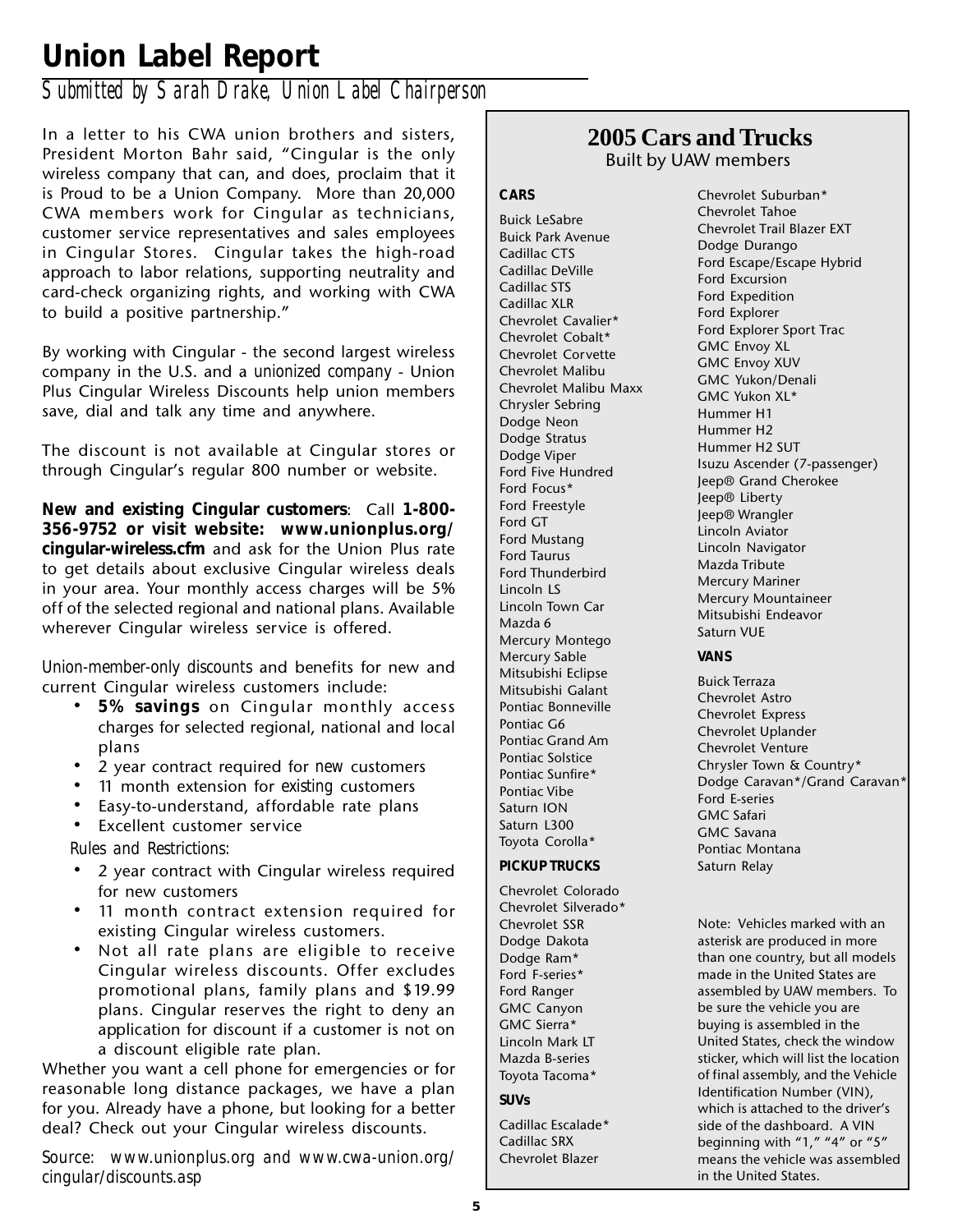# Union Label Report

*Submitted by Sarah Drake, Union Label Chairperson*

In a letter to his CWA union brothers and sisters, President Morton Bahr said, "Cingular is the only wireless company that can, and does, proclaim that it is Proud to be a Union Company. More than 20,000 CWA members work for Cingular as technicians, customer service representatives and sales employees in Cingular Stores. Cingular takes the high-road approach to labor relations, supporting neutrality and card-check organizing rights, and working with CWA to build a positive partnership."

By working with Cingular - the second largest wireless company in the U.S. and a *unionized company* - Union Plus Cingular Wireless Discounts help union members save, dial and talk any time and anywhere.

The discount is not available at Cingular stores or through Cingular's regular 800 number or website.

**New and existing Cingular customers**: Call **1-800-356-9752 or visit website: www.unionplus.org/cingular-wireless.cfm** and ask for the Union Plus rate to get details about exclusive Cingular wireless deals in your area. Your monthly access charges will be 5% off of the selected regional and national plans. Available wherever Cingular wireless service is offered.

*Union-member-only discounts* and benefits for new and current Cingular wireless customers include:

- **5% savings** on Cingular monthly access charges for selected regional, national and local plans
- 2 year contract required for *new* customers
- 11 month extension for *existing* customers
- Easy-to-understand, affordable rate plans
- Excellent customer service

*Rules and Restrictions:*

- 2 year contract with Cingular wireless required for new customers
- 11 month contract extension required for existing Cingular wireless customers.
- Not all rate plans are eligible to receive Cingular wireless discounts. Offer excludes promotional plans, family plans and $19.99 plans. Cingular reserves the right to deny an application for discount if a customer is not on a discount eligible rate plan.

Whether you want a cell phone for emergencies or for reasonable long distance packages, we have a plan for you. Already have a phone, but looking for a better deal? Check out your Cingular wireless discounts.

*Source: www.unionplus.org and www.cwa-union.org/cingular/discounts.asp*

## 2005 Cars and Trucks

Built by UAW members

**CARS**

Buick LeSabre
Buick Park Avenue
Cadillac CTS
Cadillac DeVille
Cadillac STS
Cadillac XLR
Chevrolet Cavalier*
Chevrolet Cobalt*
Chevrolet Corvette
Chevrolet Malibu
Chevrolet Malibu Maxx
Chrysler Sebring
Dodge Neon
Dodge Stratus
Dodge Viper
Ford Five Hundred
Ford Focus*
Ford Freestyle
Ford GT
Ford Mustang
Ford Taurus
Ford Thunderbird
Lincoln LS
Lincoln Town Car
Mazda 6
Mercury Montego
Mercury Sable
Mitsubishi Eclipse
Mitsubishi Galant
Pontiac Bonneville
Pontiac G6
Pontiac Grand Am
Pontiac Solstice
Pontiac Sunfire*
Pontiac Vibe
Saturn ION
Saturn L300
Toyota Corolla*

**PICKUP TRUCKS**

Chevrolet Colorado
Chevrolet Silverado*
Chevrolet SSR
Dodge Dakota
Dodge Ram*
Ford F-series*
Ford Ranger
GMC Canyon
GMC Sierra*
Lincoln Mark LT
Mazda B-series
Toyota Tacoma*

**SUVs**

Cadillac Escalade*
Cadillac SRX
Chevrolet Blazer
Chevrolet Suburban*
Chevrolet Tahoe
Chevrolet Trail Blazer EXT
Dodge Durango
Ford Escape/Escape Hybrid
Ford Excursion
Ford Expedition
Ford Explorer
Ford Explorer Sport Trac
GMC Envoy XL
GMC Envoy XUV
GMC Yukon/Denali
GMC Yukon XL*
Hummer H1
Hummer H2
Hummer H2 SUT
Isuzu Ascender (7-passenger)
Jeep® Grand Cherokee
Jeep® Liberty
Jeep® Wrangler
Lincoln Aviator
Lincoln Navigator
Mazda Tribute
Mercury Mariner
Mercury Mountaineer
Mitsubishi Endeavor
Saturn VUE

**VANS**

Buick Terraza
Chevrolet Astro
Chevrolet Express
Chevrolet Uplander
Chevrolet Venture
Chrysler Town & Country*
Dodge Caravan*/Grand Caravan*
Ford E-series
GMC Safari
GMC Savana
Pontiac Montana
Saturn Relay

Note: Vehicles marked with an asterisk are produced in more than one country, but all models made in the United States are assembled by UAW members. To be sure the vehicle you are buying is assembled in the United States, check the window sticker, which will list the location of final assembly, and the Vehicle Identification Number (VIN), which is attached to the driver's side of the dashboard. A VIN beginning with "1," "4" or "5" means the vehicle was assembled in the United States.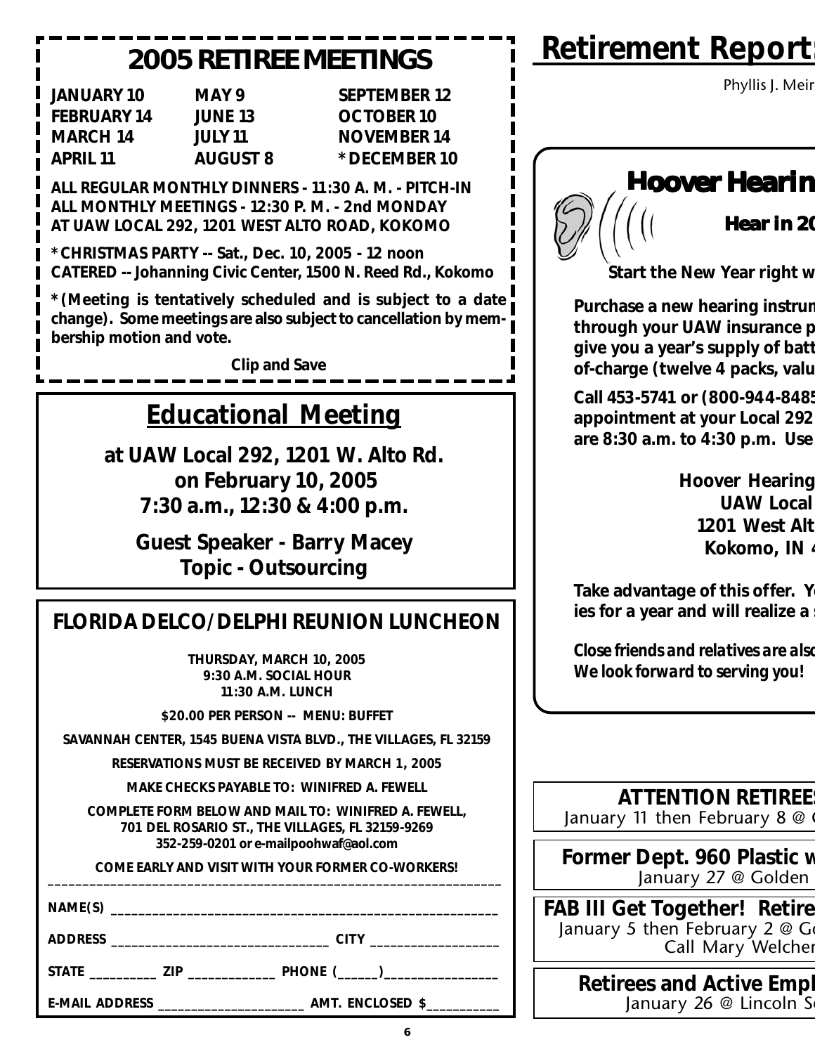## 2005 RETIREE MEETINGS

| | | |
|---|---|---|
| **JANUARY 10** | **MAY 9** | **SEPTEMBER 12** |
| **FEBRUARY 14** | **JUNE 13** | **OCTOBER 10** |
| **MARCH 14** | **JULY 11** | **NOVEMBER 14** |
| **APRIL 11** | **AUGUST 8** | ***DECEMBER 10** |

**ALL REGULAR MONTHLY DINNERS - 11:30 A. M. - PITCH-IN**
**ALL MONTHLY MEETINGS - 12:30 P. M. - 2nd MONDAY**
**AT UAW LOCAL 292, 1201 WEST ALTO ROAD, KOKOMO**

***CHRISTMAS PARTY -- Sat., Dec. 10, 2005 - 12 noon**
**CATERED -- Johanning Civic Center, 1500 N. Reed Rd., Kokomo**

***(Meeting is tentatively scheduled and is subject to a date change). Some meetings are also subject to cancellation by membership motion and vote.**

**Clip and Save**

## Educational Meeting

**at UAW Local 292, 1201 W. Alto Rd.**
**on February 10, 2005**
**7:30 a.m., 12:30 & 4:00 p.m.**

**Guest Speaker - Barry Macey**
**Topic - Outsourcing**

## FLORIDA DELCO/DELPHI REUNION LUNCHEON

**THURSDAY, MARCH 10, 2005**
**9:30 A.M. SOCIAL HOUR**
**11:30 A.M. LUNCH**

**$20.00 PER PERSON -- MENU: BUFFET**

**SAVANNAH CENTER, 1545 BUENA VISTA BLVD., THE VILLAGES, FL 32159**

**RESERVATIONS MUST BE RECEIVED BY MARCH 1, 2005**

**MAKE CHECKS PAYABLE TO: WINIFRED A. FEWELL**

**COMPLETE FORM BELOW AND MAIL TO: WINIFRED A. FEWELL,**
**701 DEL ROSARIO ST., THE VILLAGES, FL 32159-9269**
**352-259-0201 or e-mailpoohwaf@aol.com**

**COME EARLY AND VISIT WITH YOUR FORMER CO-WORKERS!**

NAME(S) ______________________________________________________

ADDRESS _______________________________ CITY _________________

STATE __________ ZIP _____________ PHONE (______)_________________

E-MAIL ADDRESS _____________________ AMT. ENCLOSED $___________

# Retirement Report

Phyllis J. Meir

## Hoover Hearin

**Hear In 20**

**Start the New Year right w**

**Purchase a new hearing instrum through your UAW insurance p give you a year's supply of batt of-charge (twelve 4 packs, valu**

**Call 453-5741 or (800-944-8485 appointment at your Local 292 are 8:30 a.m. to 4:30 p.m. Use**

**Hoover Hearing**
**UAW Local**
**1201 West Alt**
**Kokomo, IN**

**Take advantage of this offer. Yo ies for a year and will realize a**

***Close friends and relatives are also We look forward to serving you!***

**ATTENTION RETIREES**
January 11 then February 8 @

**Former Dept. 960 Plastic w**
January 27 @ Golden

**FAB III Get Together! Retire**
January 5 then February 2 @ Go
Call Mary Welcher

**Retirees and Active Empl**
January 26 @ Lincoln S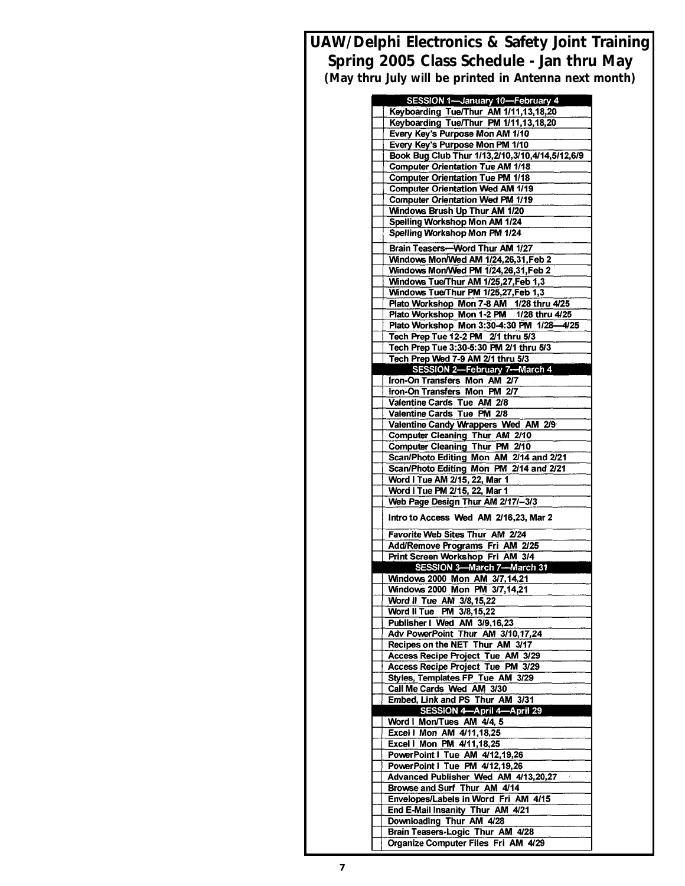## UAW/Delphi Electronics & Safety Joint Training
## Spring 2005 Class Schedule - Jan thru May
**(May thru July will be printed in Antenna next month)**

| | SESSION 1—January 10—February 4 |
|---|---|
| | Keyboarding Tue/Thur AM 1/11,13,18,20 |
| | Keyboarding Tue/Thur PM 1/11,13,18,20 |
| | Every Key's Purpose Mon AM 1/10 |
| | Every Key's Purpose Mon PM 1/10 |
| | Book Bug Club Thur 1/13,2/10,3/10,4/14,5/12,6/9 |
| | Computer Orientation Tue AM 1/18 |
| | Computer Orientation Tue PM 1/18 |
| | Computer Orientation Wed AM 1/19 |
| | Computer Orientation Wed PM 1/19 |
| | Windows Brush Up Thur AM 1/20 |
| | Spelling Workshop Mon AM 1/24 |
| | Spelling Workshop Mon PM 1/24 |
| | Brain Teasers—Word Thur AM 1/27 |
| | Windows Mon/Wed AM 1/24,26,31,Feb 2 |
| | Windows Mon/Wed PM 1/24,26,31,Feb 2 |
| | Windows Tue/Thur AM 1/25,27,Feb 1,3 |
| | Windows Tue/Thur PM 1/25,27,Feb 1,3 |
| | Plato Workshop Mon 7-8 AM 1/28 thru 4/25 |
| | Plato Workshop Mon 1-2 PM 1/28 thru 4/25 |
| | Plato Workshop Mon 3:30-4:30 PM 1/28—4/25 |
| | Tech Prep Tue 12-2 PM 2/1 thru 5/3 |
| | Tech Prep Tue 3:30-5:30 PM 2/1 thru 5/3 |
| | Tech Prep Wed 7-9 AM 2/1 thru 5/3 |
| | **SESSION 2—February 7—March 4** |
| | Iron-On Transfers Mon AM 2/7 |
| | Iron-On Transfers Mon PM 2/7 |
| | Valentine Cards Tue AM 2/8 |
| | Valentine Cards Tue PM 2/8 |
| | Valentine Candy Wrappers Wed AM 2/9 |
| | Computer Cleaning Thur AM 2/10 |
| | Computer Cleaning Thur PM 2/10 |
| | Scan/Photo Editing Mon AM 2/14 and 2/21 |
| | Scan/Photo Editing Mon PM 2/14 and 2/21 |
| | Word I Tue AM 2/15, 22, Mar 1 |
| | Word I Tue PM 2/15, 22, Mar 1 |
| | Web Page Design Thur AM 2/17/--3/3 |
| | Intro to Access Wed AM 2/16,23, Mar 2 |
| | Favorite Web Sites Thur AM 2/24 |
| | Add/Remove Programs Fri AM 2/25 |
| | Print Screen Workshop Fri AM 3/4 |
| | **SESSION 3—March 7—March 31** |
| | Windows 2000 Mon AM 3/7,14,21 |
| | Windows 2000 Mon PM 3/7,14,21 |
| | Word II Tue AM 3/8,15,22 |
| | Word II Tue PM 3/8,15,22 |
| | Publisher I Wed AM 3/9,16,23 |
| | Adv PowerPoint Thur AM 3/10,17,24 |
| | Recipes on the NET Thur AM 3/17 |
| | Access Recipe Project Tue AM 3/29 |
| | Access Recipe Project Tue PM 3/29 |
| | Styles, Templates FP Tue AM 3/29 |
| | Call Me Cards Wed AM 3/30 |
| | Embed, Link and PS Thur AM 3/31 |
| | **SESSION 4—April 4—April 29** |
| | Word I Mon/Tues AM 4/4, 5 |
| | Excel I Mon AM 4/11,18,25 |
| | Excel I Mon PM 4/11,18,25 |
| | PowerPoint I Tue AM 4/12,19,26 |
| | PowerPoint I Tue PM 4/12,19,26 |
| | Advanced Publisher Wed AM 4/13,20,27 |
| | Browse and Surf Thur AM 4/14 |
| | Envelopes/Labels in Word Fri AM 4/15 |
| | End E-Mail Insanity Thur AM 4/21 |
| | Downloading Thur AM 4/28 |
| | Brain Teasers-Logic Thur AM 4/28 |
| | Organize Computer Files Fri AM 4/29 |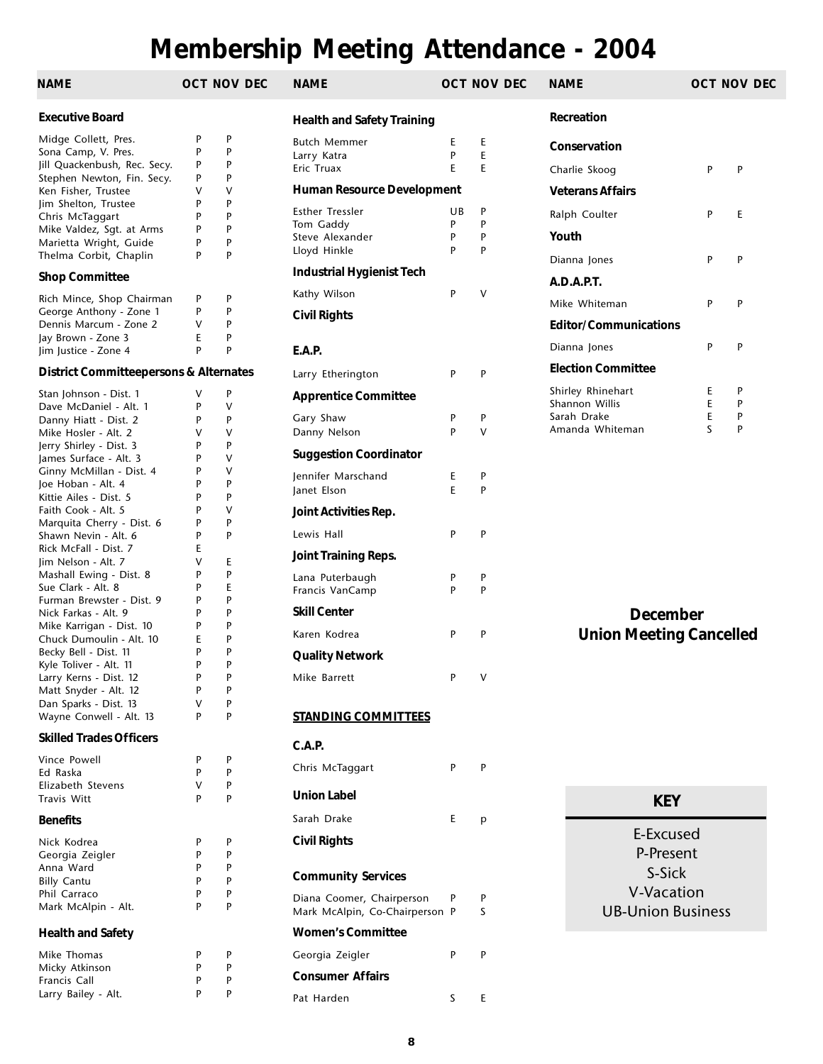# Membership Meeting Attendance - 2004

| NAME | OCT | NOV | DEC |
|---|---|---|---|
| **Executive Board** | | | |
| Midge Collett, Pres. | P | P | |
| Sona Camp, V. Pres. | P | P | |
| Jill Quackenbush, Rec. Secy. | P | P | |
| Stephen Newton, Fin. Secy. | P | P | |
| Ken Fisher, Trustee | V | V | |
| Jim Shelton, Trustee | P | P | |
| Chris McTaggart | P | P | |
| Mike Valdez, Sgt. at Arms | P | P | |
| Marietta Wright, Guide | P | P | |
| Thelma Corbit, Chaplin | P | P | |
| **Shop Committee** | | | |
| Rich Mince, Shop Chairman | P | P | |
| George Anthony - Zone 1 | P | P | |
| Dennis Marcum - Zone 2 | V | P | |
| Jay Brown - Zone 3 | E | P | |
| Jim Justice - Zone 4 | P | P | |
| **District Committeepersons & Alternates** | | | |
| Stan Johnson - Dist. 1 | V | P | |
| Dave McDaniel - Alt. 1 | P | V | |
| Danny Hiatt - Dist. 2 | P | P | |
| Mike Hosler - Alt. 2 | V | V | |
| Jerry Shirley - Dist. 3 | P | P | |
| James Surface - Alt. 3 | P | V | |
| Ginny McMillan - Dist. 4 | P | V | |
| Joe Hoban - Alt. 4 | P | P | |
| Kittie Ailes - Dist. 5 | P | P | |
| Faith Cook - Alt. 5 | P | V | |
| Marquita Cherry - Dist. 6 | P | P | |
| Shawn Nevin - Alt. 6 | P | P | |
| Rick McFall - Dist. 7 | E | | |
| Jim Nelson - Alt. 7 | V | E | |
| Mashall Ewing - Dist. 8 | P | P | |
| Sue Clark - Alt. 8 | P | E | |
| Furman Brewster - Dist. 9 | P | P | |
| Nick Farkas - Alt. 9 | P | P | |
| Mike Karrigan - Dist. 10 | P | P | |
| Chuck Dumoulin - Alt. 10 | E | P | |
| Becky Bell - Dist. 11 | P | P | |
| Kyle Toliver - Alt. 11 | P | P | |
| Larry Kerns - Dist. 12 | P | P | |
| Matt Snyder - Alt. 12 | P | P | |
| Dan Sparks - Dist. 13 | V | P | |
| Wayne Conwell - Alt. 13 | P | P | |
| **Skilled Trades Officers** | | | |
| Vince Powell | P | P | |
| Ed Raska | P | P | |
| Elizabeth Stevens | V | P | |
| Travis Witt | P | P | |
| **Benefits** | | | |
| Nick Kodrea | P | P | |
| Georgia Zeigler | P | P | |
| Anna Ward | P | P | |
| Billy Cantu | P | P | |
| Phil Carraco | P | P | |
| Mark McAlpin - Alt. | P | P | |
| **Health and Safety** | | | |
| Mike Thomas | P | P | |
| Micky Atkinson | P | P | |
| Francis Call | P | P | |
| Larry Bailey - Alt. | P | P | |

| NAME | OCT | NOV | DEC |
|---|---|---|---|
| **Health and Safety Training** | | | |
| Butch Memmer | E | E | |
| Larry Katra | P | E | |
| Eric Truax | E | E | |
| **Human Resource Development** | | | |
| Esther Tressler | UB | P | |
| Tom Gaddy | P | P | |
| Steve Alexander | P | P | |
| Lloyd Hinkle | P | P | |
| **Industrial Hygienist Tech** | | | |
| Kathy Wilson | P | V | |
| **Civil Rights** | | | |
| **E.A.P.** | | | |
| Larry Etherington | P | P | |
| **Apprentice Committee** | | | |
| Gary Shaw | P | P | |
| Danny Nelson | P | V | |
| **Suggestion Coordinator** | | | |
| Jennifer Marschand | E | P | |
| Janet Elson | E | P | |
| **Joint Activities Rep.** | | | |
| Lewis Hall | P | P | |
| **Joint Training Reps.** | | | |
| Lana Puterbaugh | P | P | |
| Francis VanCamp | P | P | |
| **Skill Center** | | | |
| Karen Kodrea | P | P | |
| **Quality Network** | | | |
| Mike Barrett | P | V | |
| **STANDING COMMITTEES** | | | |
| **C.A.P.** | | | |
| Chris McTaggart | P | P | |
| **Union Label** | | | |
| Sarah Drake | E | p | |
| **Civil Rights** | | | |
| **Community Services** | | | |
| Diana Coomer, Chairperson | P | P | |
| Mark McAlpin, Co-Chairperson | P | S | |
| **Women's Committee** | | | |
| Georgia Zeigler | P | P | |
| **Consumer Affairs** | | | |
| Pat Harden | S | E | |

| NAME | OCT | NOV | DEC |
|---|---|---|---|
| **Recreation** | | | |
| **Conservation** | | | |
| Charlie Skoog | P | P | |
| **Veterans Affairs** | | | |
| Ralph Coulter | P | E | |
| **Youth** | | | |
| Dianna Jones | P | P | |
| **A.D.A.P.T.** | | | |
| Mike Whiteman | P | P | |
| **Editor/Communications** | | | |
| Dianna Jones | P | P | |
| **Election Committee** | | | |
| Shirley Rhinehart | E | P | |
| Shannon Willis | E | P | |
| Sarah Drake | E | P | |
| Amanda Whiteman | S | P | |

**December Union Meeting Cancelled**

**KEY**

E-Excused
P-Present
S-Sick
V-Vacation
UB-Union Business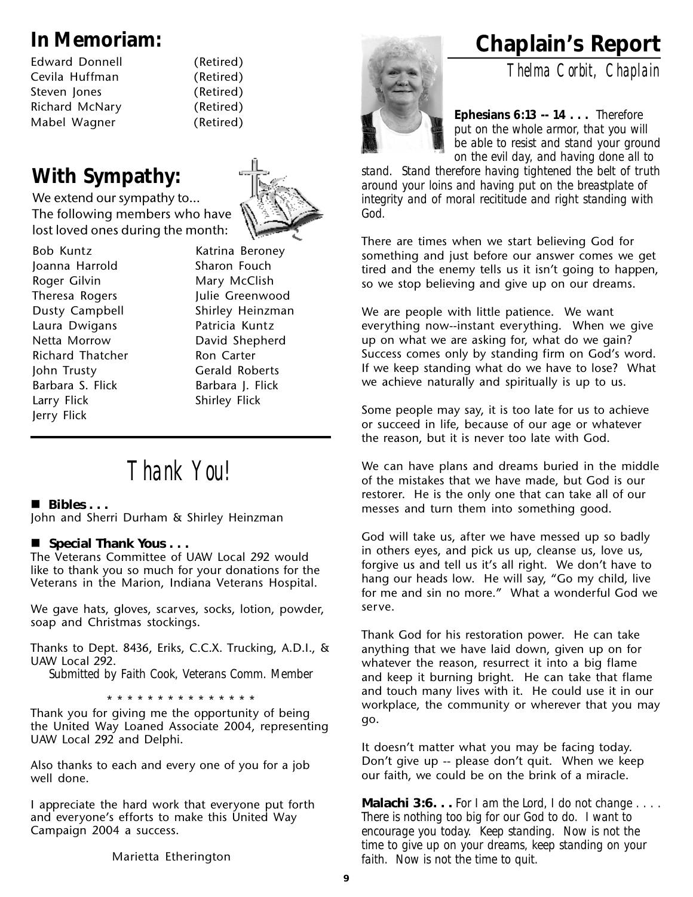## In Memoriam:

| | |
|---|---|
| Edward Donnell | (Retired) |
| Cevila Huffman | (Retired) |
| Steven Jones | (Retired) |
| Richard McNary | (Retired) |
| Mabel Wagner | (Retired) |

## With Sympathy:

We extend our sympathy to...
The following members who have lost loved ones during the month:

| | |
|---|---|
| Bob Kuntz | Katrina Beroney |
| Joanna Harrold | Sharon Fouch |
| Roger Gilvin | Mary McClish |
| Theresa Rogers | Julie Greenwood |
| Dusty Campbell | Shirley Heinzman |
| Laura Dwigans | Patricia Kuntz |
| Netta Morrow | David Shepherd |
| Richard Thatcher | Ron Carter |
| John Trusty | Gerald Roberts |
| Barbara S. Flick | Barbara J. Flick |
| Larry Flick | Shirley Flick |
| Jerry Flick | |

# Thank You!

- **Bibles . . .**

John and Sherri Durham & Shirley Heinzman

- **Special Thank Yous . . .**

The Veterans Committee of UAW Local 292 would like to thank you so much for your donations for the Veterans in the Marion, Indiana Veterans Hospital.

We gave hats, gloves, scarves, socks, lotion, powder, soap and Christmas stockings.

Thanks to Dept. 8436, Eriks, C.C.X. Trucking, A.D.I., & UAW Local 292.

*Submitted by Faith Cook, Veterans Comm. Member*

\* \* \* \* \* \* \* \* \* \* \* \* \* \* \*

Thank you for giving me the opportunity of being the United Way Loaned Associate 2004, representing UAW Local 292 and Delphi.

Also thanks to each and every one of you for a job well done.

I appreciate the hard work that everyone put forth and everyone's efforts to make this United Way Campaign 2004 a success.

Marietta Etherington

## Chaplain's Report

*Thelma Corbit, Chaplain*

**Ephesians 6:13 -- 14 . . .** *Therefore put on the whole armor, that you will be able to resist and stand your ground on the evil day, and having done all to stand. Stand therefore having tightened the belt of truth around your loins and having put on the breastplate of integrity and of moral recititude and right standing with God.*

There are times when we start believing God for something and just before our answer comes we get tired and the enemy tells us it isn't going to happen, so we stop believing and give up on our dreams.

We are people with little patience. We want everything now--instant everything. When we give up on what we are asking for, what do we gain? Success comes only by standing firm on God's word. If we keep standing what do we have to lose? What we achieve naturally and spiritually is up to us.

Some people may say, it is too late for us to achieve or succeed in life, because of our age or whatever the reason, but it is never too late with God.

We can have plans and dreams buried in the middle of the mistakes that we have made, but God is our restorer. He is the only one that can take all of our messes and turn them into something good.

God will take us, after we have messed up so badly in others eyes, and pick us up, cleanse us, love us, forgive us and tell us it's all right. We don't have to hang our heads low. He will say, "Go my child, live for me and sin no more." What a wonderful God we serve.

Thank God for his restoration power. He can take anything that we have laid down, given up on for whatever the reason, resurrect it into a big flame and keep it burning bright. He can take that flame and touch many lives with it. He could use it in our workplace, the community or wherever that you may go.

It doesn't matter what you may be facing today. Don't give up -- please don't quit. When we keep our faith, we could be on the brink of a miracle.

**Malachi 3:6. . .** *For I am the Lord, I do not change . . . . There is nothing too big for our God to do. I want to encourage you today. Keep standing. Now is not the time to give up on your dreams, keep standing on your faith. Now is not the time to quit.*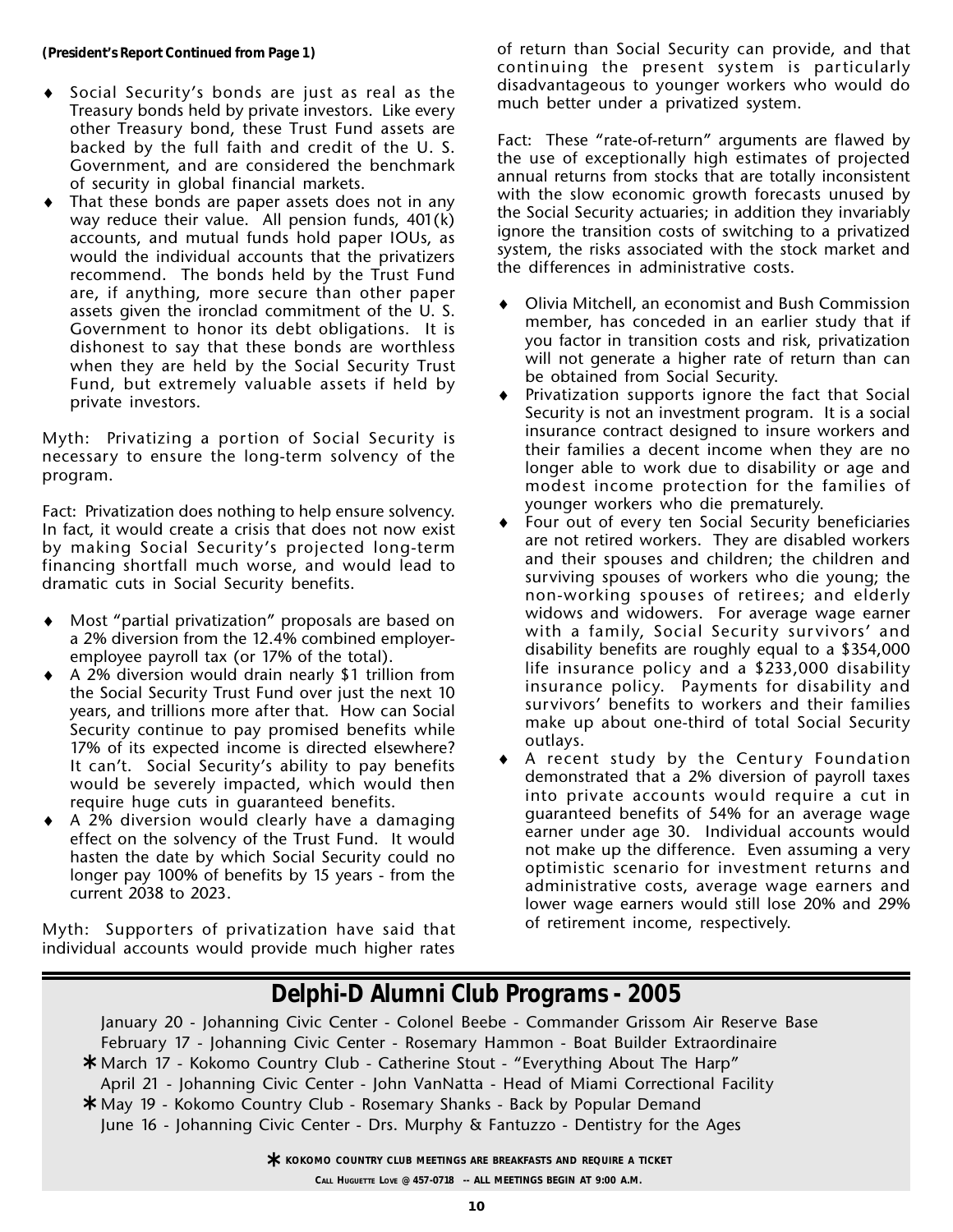**(President's Report Continued from Page 1)**

- Social Security's bonds are just as real as the Treasury bonds held by private investors. Like every other Treasury bond, these Trust Fund assets are backed by the full faith and credit of the U. S. Government, and are considered the benchmark of security in global financial markets.
- That these bonds are paper assets does not in any way reduce their value. All pension funds, 401(k) accounts, and mutual funds hold paper IOUs, as would the individual accounts that the privatizers recommend. The bonds held by the Trust Fund are, if anything, more secure than other paper assets given the ironclad commitment of the U. S. Government to honor its debt obligations. It is dishonest to say that these bonds are worthless when they are held by the Social Security Trust Fund, but extremely valuable assets if held by private investors.

Myth: Privatizing a portion of Social Security is necessary to ensure the long-term solvency of the program.

Fact: Privatization does nothing to help ensure solvency. In fact, it would create a crisis that does not now exist by making Social Security's projected long-term financing shortfall much worse, and would lead to dramatic cuts in Social Security benefits.

- Most "partial privatization" proposals are based on a 2% diversion from the 12.4% combined employer-employee payroll tax (or 17% of the total).
- A 2% diversion would drain nearly $1 trillion from the Social Security Trust Fund over just the next 10 years, and trillions more after that. How can Social Security continue to pay promised benefits while 17% of its expected income is directed elsewhere? It can't. Social Security's ability to pay benefits would be severely impacted, which would then require huge cuts in guaranteed benefits.
- A 2% diversion would clearly have a damaging effect on the solvency of the Trust Fund. It would hasten the date by which Social Security could no longer pay 100% of benefits by 15 years - from the current 2038 to 2023.

Myth: Supporters of privatization have said that individual accounts would provide much higher rates of return than Social Security can provide, and that continuing the present system is particularly disadvantageous to younger workers who would do much better under a privatized system.

Fact: These "rate-of-return" arguments are flawed by the use of exceptionally high estimates of projected annual returns from stocks that are totally inconsistent with the slow economic growth forecasts unused by the Social Security actuaries; in addition they invariably ignore the transition costs of switching to a privatized system, the risks associated with the stock market and the differences in administrative costs.

- Olivia Mitchell, an economist and Bush Commission member, has conceded in an earlier study that if you factor in transition costs and risk, privatization will not generate a higher rate of return than can be obtained from Social Security.
- Privatization supports ignore the fact that Social Security is not an investment program. It is a social insurance contract designed to insure workers and their families a decent income when they are no longer able to work due to disability or age and modest income protection for the families of younger workers who die prematurely.
- Four out of every ten Social Security beneficiaries are not retired workers. They are disabled workers and their spouses and children; the children and surviving spouses of workers who die young; the non-working spouses of retirees; and elderly widows and widowers. For average wage earner with a family, Social Security survivors' and disability benefits are roughly equal to a $354,000 life insurance policy and a $233,000 disability insurance policy. Payments for disability and survivors' benefits to workers and their families make up about one-third of total Social Security outlays.
- A recent study by the Century Foundation demonstrated that a 2% diversion of payroll taxes into private accounts would require a cut in guaranteed benefits of 54% for an average wage earner under age 30. Individual accounts would not make up the difference. Even assuming a very optimistic scenario for investment returns and administrative costs, average wage earners and lower wage earners would still lose 20% and 29% of retirement income, respectively.

## Delphi-D Alumni Club Programs - 2005

January 20 - Johanning Civic Center - Colonel Beebe - Commander Grissom Air Reserve Base
February 17 - Johanning Civic Center - Rosemary Hammon - Boat Builder Extraordinaire
* March 17 - Kokomo Country Club - Catherine Stout - "Everything About The Harp"
April 21 - Johanning Civic Center - John VanNatta - Head of Miami Correctional Facility
* May 19 - Kokomo Country Club - Rosemary Shanks - Back by Popular Demand
June 16 - Johanning Civic Center - Drs. Murphy & Fantuzzo - Dentistry for the Ages

* KOKOMO COUNTRY CLUB MEETINGS ARE BREAKFASTS AND REQUIRE A TICKET

CALL HUGUETTE LOVE @ 457-0718 -- ALL MEETINGS BEGIN AT 9:00 A.M.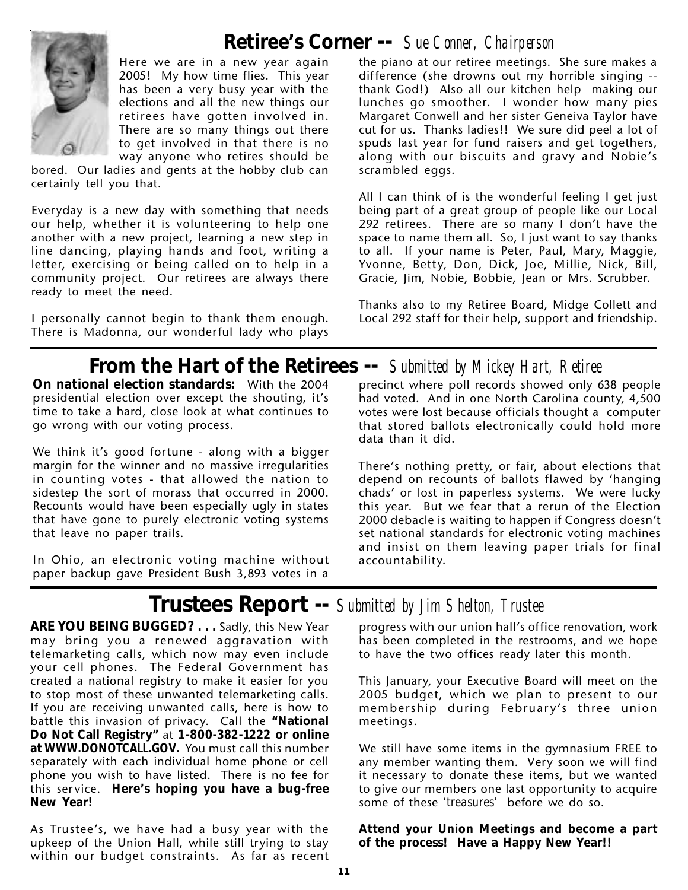## Retiree's Corner -- *Sue Conner, Chairperson*

Here we are in a new year again 2005! My how time flies. This year has been a very busy year with the elections and all the new things our retirees have gotten involved in. There are so many things out there to get involved in that there is no way anyone who retires should be bored. Our ladies and gents at the hobby club can certainly tell you that.

Everyday is a new day with something that needs our help, whether it is volunteering to help one another with a new project, learning a new step in line dancing, playing hands and foot, writing a letter, exercising or being called on to help in a community project. Our retirees are always there ready to meet the need.

I personally cannot begin to thank them enough. There is Madonna, our wonderful lady who plays the piano at our retiree meetings. She sure makes a difference (she drowns out my horrible singing -- thank God!) Also all our kitchen help making our lunches go smoother. I wonder how many pies Margaret Conwell and her sister Geneiva Taylor have cut for us. Thanks ladies!! We sure did peel a lot of spuds last year for fund raisers and get togethers, along with our biscuits and gravy and Nobie's scrambled eggs.

All I can think of is the wonderful feeling I get just being part of a great group of people like our Local 292 retirees. There are so many I don't have the space to name them all. So, I just want to say thanks to all. If your name is Peter, Paul, Mary, Maggie, Yvonne, Betty, Don, Dick, Joe, Millie, Nick, Bill, Gracie, Jim, Nobie, Bobbie, Jean or Mrs. Scrubber.

Thanks also to my Retiree Board, Midge Collett and Local 292 staff for their help, support and friendship.

## From the Hart of the Retirees -- *Submitted by Mickey Hart, Retiree*

**On national election standards:** With the 2004 presidential election over except the shouting, it's time to take a hard, close look at what continues to go wrong with our voting process.

We think it's good fortune - along with a bigger margin for the winner and no massive irregularities in counting votes - that allowed the nation to sidestep the sort of morass that occurred in 2000. Recounts would have been especially ugly in states that have gone to purely electronic voting systems that leave no paper trails.

In Ohio, an electronic voting machine without paper backup gave President Bush 3,893 votes in a precinct where poll records showed only 638 people had voted. And in one North Carolina county, 4,500 votes were lost because officials thought a computer that stored ballots electronically could hold more data than it did.

There's nothing pretty, or fair, about elections that depend on recounts of ballots flawed by 'hanging chads' or lost in paperless systems. We were lucky this year. But we fear that a rerun of the Election 2000 debacle is waiting to happen if Congress doesn't set national standards for electronic voting machines and insist on them leaving paper trials for final accountability.

## Trustees Report -- *Submitted by Jim Shelton, Trustee*

**ARE YOU BEING BUGGED? . . .** Sadly, this New Year may bring you a renewed aggravation with telemarketing calls, which now may even include your cell phones. The Federal Government has created a national registry to make it easier for you to stop most of these unwanted telemarketing calls. If you are receiving unwanted calls, here is how to battle this invasion of privacy. Call the **"National Do Not Call Registry"** at **1-800-382-1222 or online at WWW.DONOTCALL.GOV.** You must call this number separately with each individual home phone or cell phone you wish to have listed. There is no fee for this service. **Here's hoping you have a bug-free New Year!**

As Trustee's, we have had a busy year with the upkeep of the Union Hall, while still trying to stay within our budget constraints. As far as recent progress with our union hall's office renovation, work has been completed in the restrooms, and we hope to have the two offices ready later this month.

This January, your Executive Board will meet on the 2005 budget, which we plan to present to our membership during February's three union meetings.

We still have some items in the gymnasium FREE to any member wanting them. Very soon we will find it necessary to donate these items, but we wanted to give our members one last opportunity to acquire some of these 'treasures' before we do so.

**Attend your Union Meetings and become a part of the process! Have a Happy New Year!!**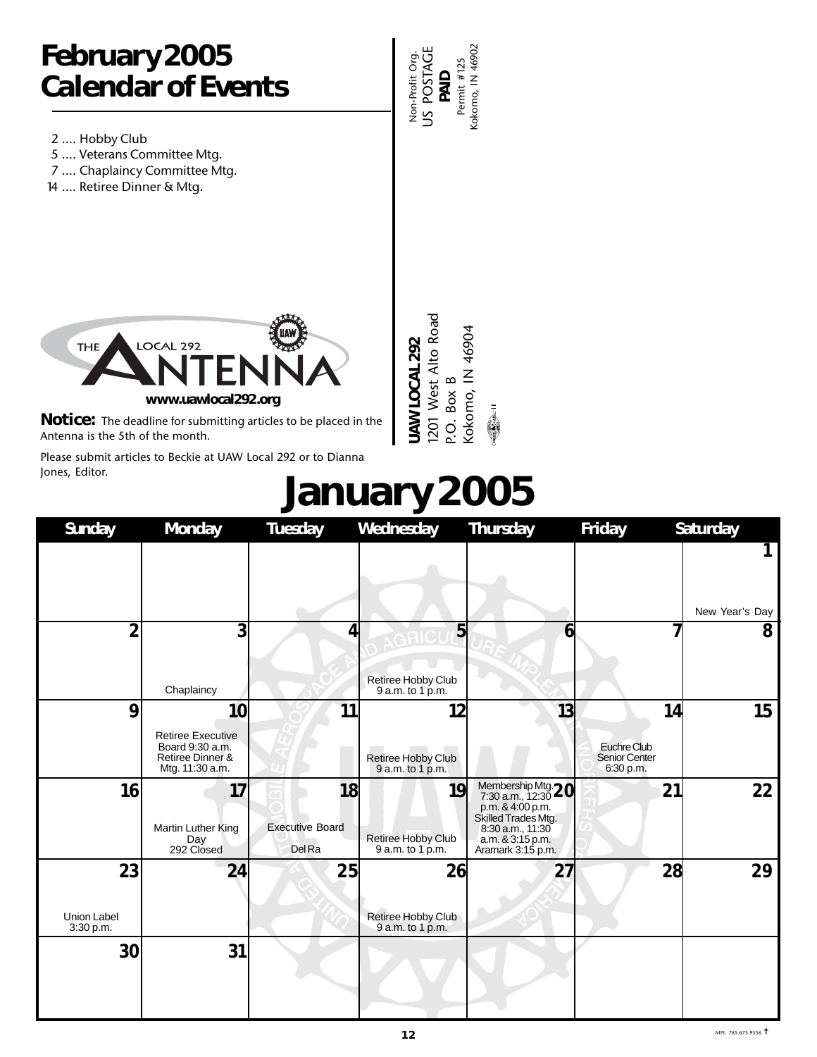# February 2005 Calendar of Events

- 2 .... Hobby Club
- 5 .... Veterans Committee Mtg.
- 7 .... Chaplaincy Committee Mtg.
- 14 .... Retiree Dinner & Mtg.

Non-Profit Org.
US POSTAGE
**PAID**
Permit #125
Kokomo, IN 46902

THE LOCAL 292 ANTENNA

**www.uawlocal292.org**

**Notice:** The deadline for submitting articles to be placed in the Antenna is the 5th of the month.

Please submit articles to Beckie at UAW Local 292 or to Dianna Jones, Editor.

**UAW LOCAL 292**
1201 West Alto Road
P.O. Box B
Kokomo, IN 46904

# January 2005

| Sunday | Monday | Tuesday | Wednesday | Thursday | Friday | Saturday |
|---|---|---|---|---|---|---|
| | | | | | | 1 New Year's Day |
| 2 | 3 Chaplaincy | 4 | 5 Retiree Hobby Club 9 a.m. to 1 p.m. | 6 | 7 | 8 |
| 9 | 10 Retiree Executive Board 9:30 a.m. Retiree Dinner & Mtg. 11:30 a.m. | 11 | 12 Retiree Hobby Club 9 a.m. to 1 p.m. | 13 | 14 Euchre Club Senior Center 6:30 p.m. | 15 |
| 16 | 17 Martin Luther King Day 292 Closed | 18 Executive Board Del Ra | 19 Retiree Hobby Club 9 a.m. to 1 p.m. | 20 Membership Mtg. 7:30 a.m., 12:30 p.m. & 4:00 p.m. Skilled Trades Mtg. 8:30 a.m., 11:30 a.m. & 3:15 p.m. Aramark 3:15 p.m. | 21 | 22 |
| 23 Union Label 3:30 p.m. | 24 | 25 | 26 Retiree Hobby Club 9 a.m. to 1 p.m. | 27 | 28 | 29 |
| 30 | 31 | | | | | |

MPI, 765.675.9556